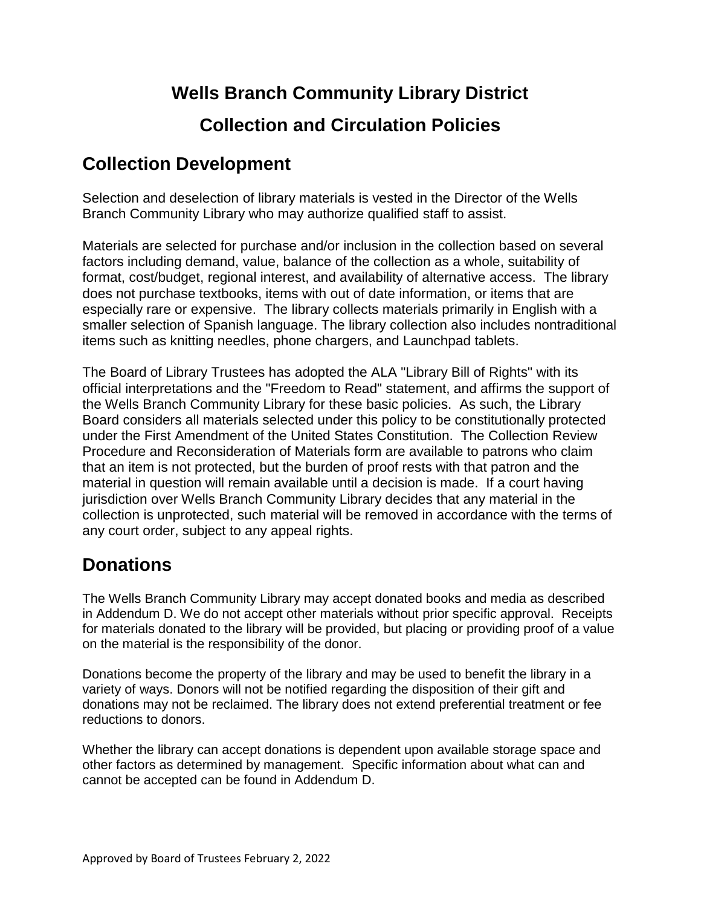# Wells Branch Community Library District

# Collection and Circulation Policies

## Collection Development

Selection and deselection of library materials is vested in the Director of the Wells Branch Community Library who may authorize qualified staff to assist.

Materials are selected for purchase and/or inclusion in the collection based on several factors including demand, value, balance of the collection as a whole, suitability of format, cost/budget, regional interest, and availability of alternative access. The library does not purchase textbooks, items with out of date information, or items that are especially rare or expensive. The library collects materials primarily in English with a smaller selection of Spanish language. The library collection also includes nontraditional items such as knitting needles, phone chargers, and Launchpad tablets.

The Board of Library Trustees has adopted the ALA "Library Bill of Rights" with its official interpretations and the "Freedom to Read" statement, and affirms the support of the Wells Branch Community Library for these basic policies. As such, the Library Board considers all materials selected under this policy to be constitutionally protected under the First Amendment of the United States Constitution. The Collection Review Procedure and Reconsideration of Materials form are available to patrons who claim that an item is not protected, but the burden of proof rests with that patron and the material in question will remain available until a decision is made. If a court having jurisdiction over Wells Branch Community Library decides that any material in the collection is unprotected, such material will be removed in accordance with the terms of any court order, subject to any appeal rights.

## Donations

The Wells Branch Community Library may accept donated books and media as described in Addendum D. We do not accept other materials without prior specific approval. Receipts for materials donated to the library will be provided, but placing or providing proof of a value on the material is the responsibility of the donor.

Donations become the property of the library and may be used to benefit the library in a variety of ways. Donors will not be notified regarding the disposition of their gift and donations may not be reclaimed. The library does not extend preferential treatment or fee reductions to donors.

Whether the library can accept donations is dependent upon available storage space and other factors as determined by management. Specific information about what can and cannot be accepted can be found in Addendum D.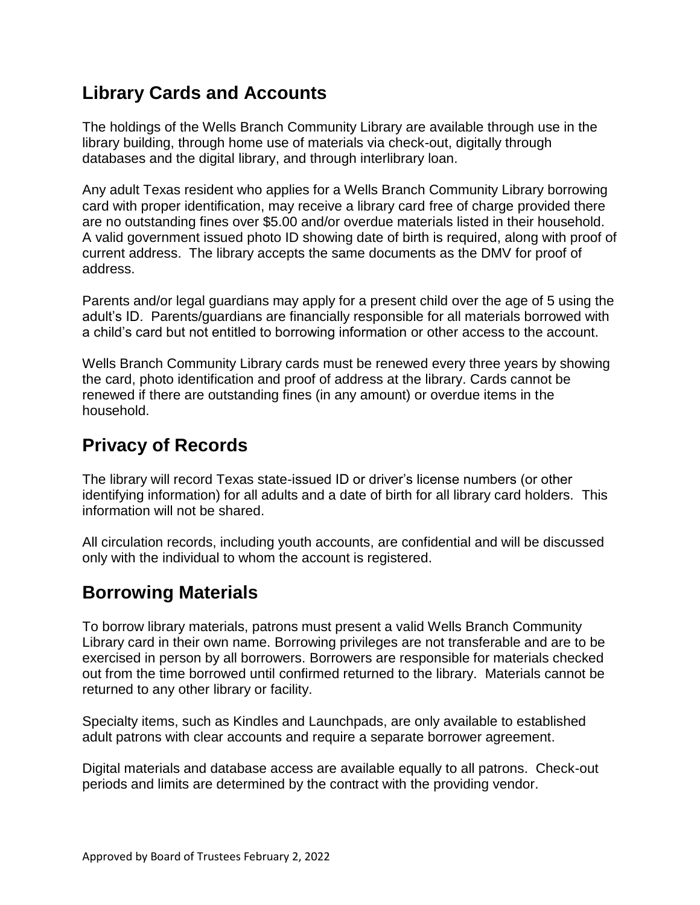## Library Cards and Accounts

The holdings of the Wells Branch Community Library are available through use in the library building, through home use of materials via check-out, digitally through databases and the digital library, and through interlibrary loan.

Any adult Texas resident who applies for a Wells Branch Community Library borrowing card with proper identification, may receive a library card free of charge provided there are no outstanding fines over $5.00 and/or overdue materials listed in their household. A valid government issued photo ID showing date of birth is required, along with proof of current address. The library accepts the same documents as the DMV for proof of address.

Parents and/or legal guardians may apply for a present child over the age of 5 using the adult's ID. Parents/guardians are financially responsible for all materials borrowed with a child's card but not entitled to borrowing information or other access to the account.

Wells Branch Community Library cards must be renewed every three years by showing the card, photo identification and proof of address at the library. Cards cannot be renewed if there are outstanding fines (in any amount) or overdue items in the household.

## Privacy of Records

The library will record Texas state-issued ID or driver's license numbers (or other identifying information) for all adults and a date of birth for all library card holders. This information will not be shared.

All circulation records, including youth accounts, are confidential and will be discussed only with the individual to whom the account is registered.

## Borrowing Materials

To borrow library materials, patrons must present a valid Wells Branch Community Library card in their own name. Borrowing privileges are not transferable and are to be exercised in person by all borrowers. Borrowers are responsible for materials checked out from the time borrowed until confirmed returned to the library. Materials cannot be returned to any other library or facility.

Specialty items, such as Kindles and Launchpads, are only available to established adult patrons with clear accounts and require a separate borrower agreement.

Digital materials and database access are available equally to all patrons. Check-out periods and limits are determined by the contract with the providing vendor.

Approved by Board of Trustees February 2, 2022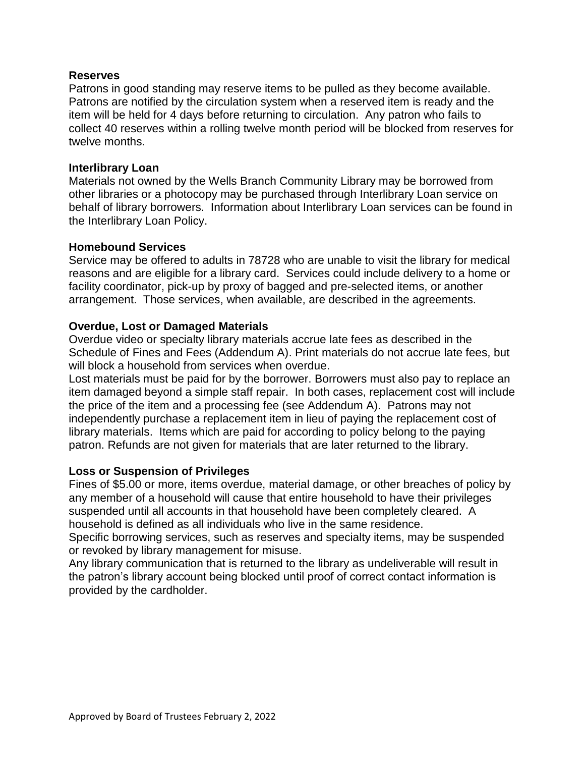**Reserves**

Patrons in good standing may reserve items to be pulled as they become available. Patrons are notified by the circulation system when a reserved item is ready and the item will be held for 4 days before returning to circulation. Any patron who fails to collect 40 reserves within a rolling twelve month period will be blocked from reserves for twelve months.

**Interlibrary Loan**

Materials not owned by the Wells Branch Community Library may be borrowed from other libraries or a photocopy may be purchased through Interlibrary Loan service on behalf of library borrowers. Information about Interlibrary Loan services can be found in the Interlibrary Loan Policy.

**Homebound Services**

Service may be offered to adults in 78728 who are unable to visit the library for medical reasons and are eligible for a library card. Services could include delivery to a home or facility coordinator, pick-up by proxy of bagged and pre-selected items, or another arrangement. Those services, when available, are described in the agreements.

**Overdue, Lost or Damaged Materials**

Overdue video or specialty library materials accrue late fees as described in the Schedule of Fines and Fees (Addendum A). Print materials do not accrue late fees, but will block a household from services when overdue.

Lost materials must be paid for by the borrower. Borrowers must also pay to replace an item damaged beyond a simple staff repair. In both cases, replacement cost will include the price of the item and a processing fee (see Addendum A). Patrons may not independently purchase a replacement item in lieu of paying the replacement cost of library materials. Items which are paid for according to policy belong to the paying patron. Refunds are not given for materials that are later returned to the library.

**Loss or Suspension of Privileges**

Fines of $5.00 or more, items overdue, material damage, or other breaches of policy by any member of a household will cause that entire household to have their privileges suspended until all accounts in that household have been completely cleared. A household is defined as all individuals who live in the same residence.

Specific borrowing services, such as reserves and specialty items, may be suspended or revoked by library management for misuse.

Any library communication that is returned to the library as undeliverable will result in the patron's library account being blocked until proof of correct contact information is provided by the cardholder.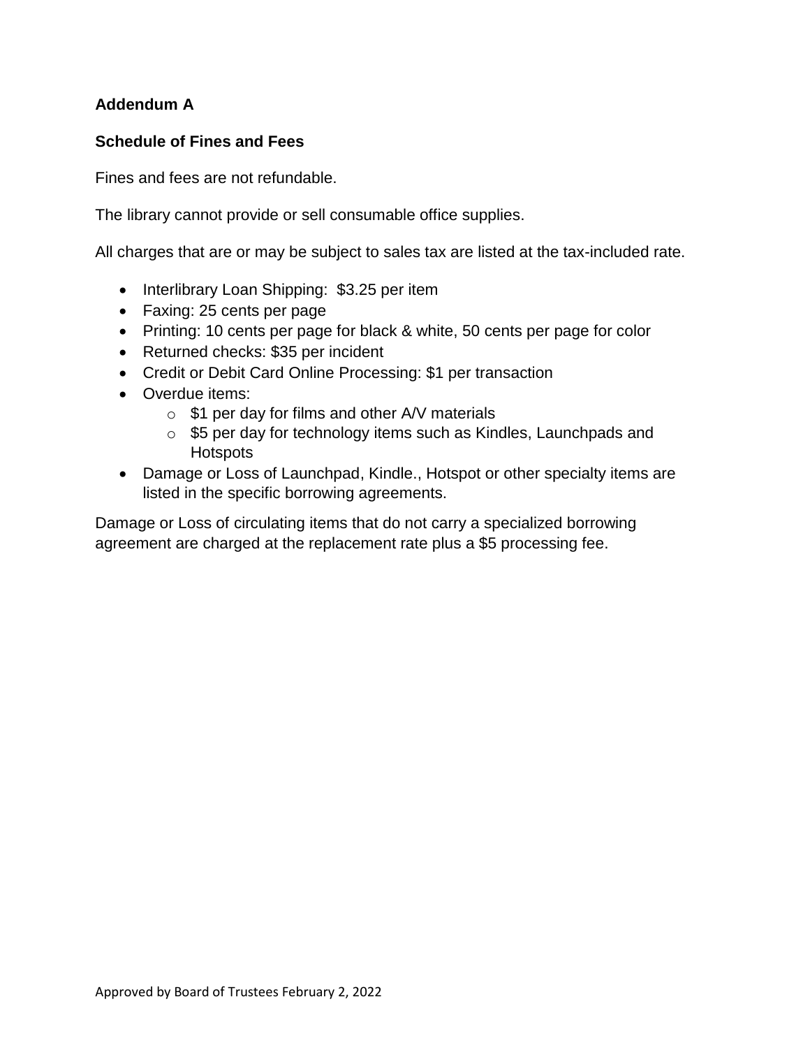**Addendum A**

**Schedule of Fines and Fees**

Fines and fees are not refundable.

The library cannot provide or sell consumable office supplies.

All charges that are or may be subject to sales tax are listed at the tax-included rate.

- Interlibrary Loan Shipping: $3.25 per item
- Faxing: 25 cents per page
- Printing: 10 cents per page for black & white, 50 cents per page for color
- Returned checks: $35 per incident
- Credit or Debit Card Online Processing: $1 per transaction
- Overdue items:
  - $1 per day for films and other A/V materials
  - $5 per day for technology items such as Kindles, Launchpads and Hotspots
- Damage or Loss of Launchpad, Kindle., Hotspot or other specialty items are listed in the specific borrowing agreements.

Damage or Loss of circulating items that do not carry a specialized borrowing agreement are charged at the replacement rate plus a $5 processing fee.

Approved by Board of Trustees February 2, 2022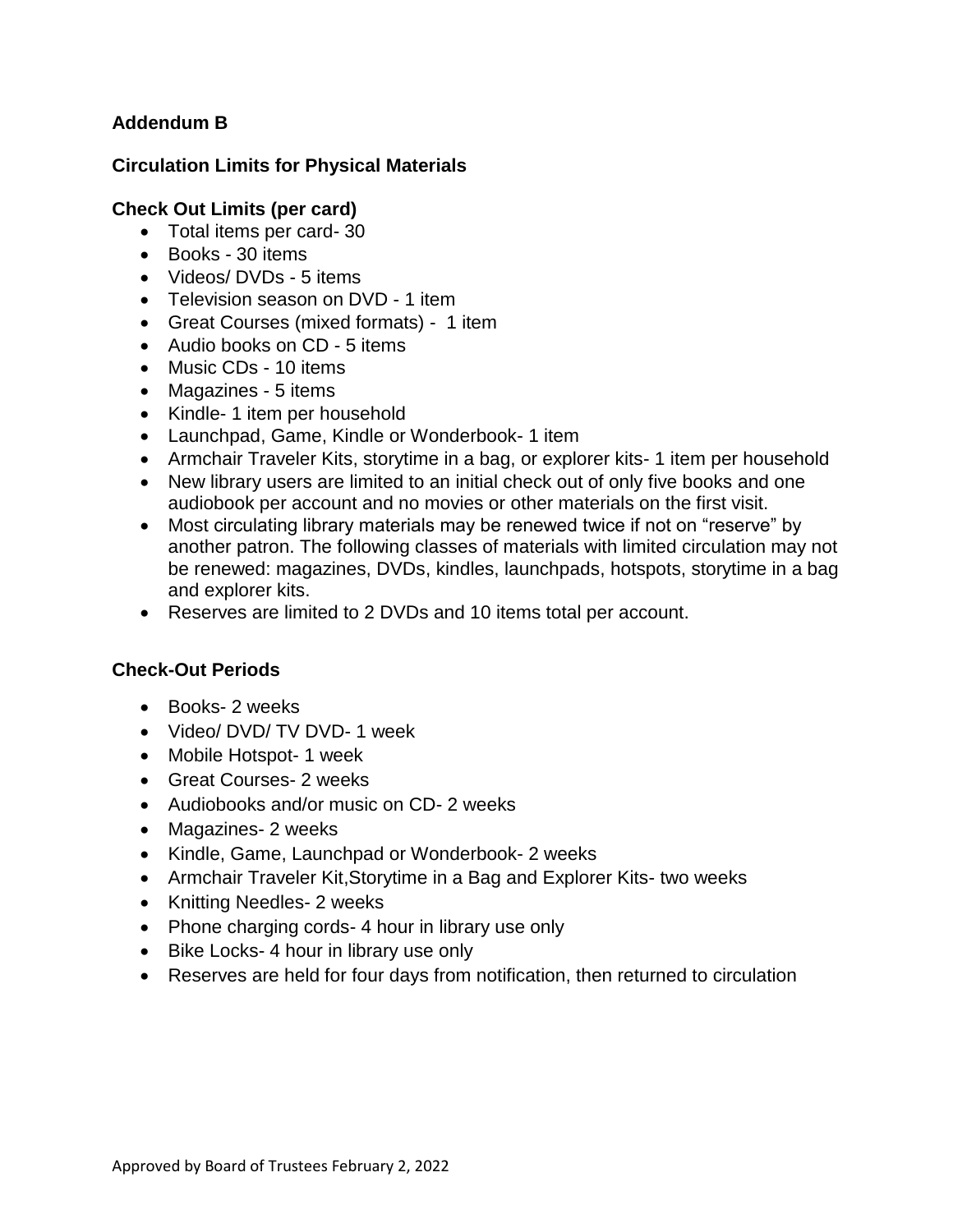**Addendum B**

**Circulation Limits for Physical Materials**

**Check Out Limits (per card)**

- Total items per card- 30
- Books - 30 items
- Videos/ DVDs - 5 items
- Television season on DVD - 1 item
- Great Courses (mixed formats) - 1 item
- Audio books on CD - 5 items
- Music CDs - 10 items
- Magazines - 5 items
- Kindle- 1 item per household
- Launchpad, Game, Kindle or Wonderbook- 1 item
- Armchair Traveler Kits, storytime in a bag, or explorer kits- 1 item per household
- New library users are limited to an initial check out of only five books and one audiobook per account and no movies or other materials on the first visit.
- Most circulating library materials may be renewed twice if not on "reserve" by another patron. The following classes of materials with limited circulation may not be renewed: magazines, DVDs, kindles, launchpads, hotspots, storytime in a bag and explorer kits.
- Reserves are limited to 2 DVDs and 10 items total per account.

**Check-Out Periods**

- Books- 2 weeks
- Video/ DVD/ TV DVD- 1 week
- Mobile Hotspot- 1 week
- Great Courses- 2 weeks
- Audiobooks and/or music on CD- 2 weeks
- Magazines- 2 weeks
- Kindle, Game, Launchpad or Wonderbook- 2 weeks
- Armchair Traveler Kit,Storytime in a Bag and Explorer Kits- two weeks
- Knitting Needles- 2 weeks
- Phone charging cords- 4 hour in library use only
- Bike Locks- 4 hour in library use only
- Reserves are held for four days from notification, then returned to circulation

Approved by Board of Trustees February 2, 2022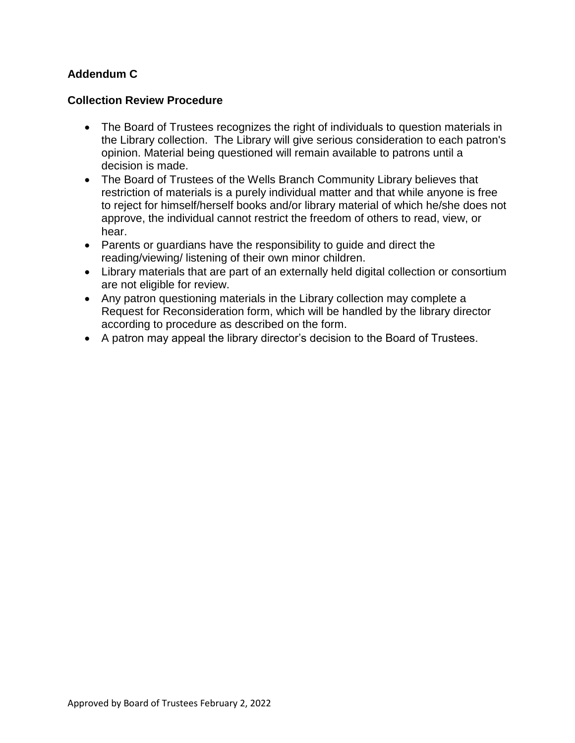**Addendum C**

**Collection Review Procedure**

- The Board of Trustees recognizes the right of individuals to question materials in the Library collection. The Library will give serious consideration to each patron's opinion. Material being questioned will remain available to patrons until a decision is made.
- The Board of Trustees of the Wells Branch Community Library believes that restriction of materials is a purely individual matter and that while anyone is free to reject for himself/herself books and/or library material of which he/she does not approve, the individual cannot restrict the freedom of others to read, view, or hear.
- Parents or guardians have the responsibility to guide and direct the reading/viewing/ listening of their own minor children.
- Library materials that are part of an externally held digital collection or consortium are not eligible for review.
- Any patron questioning materials in the Library collection may complete a Request for Reconsideration form, which will be handled by the library director according to procedure as described on the form.
- A patron may appeal the library director's decision to the Board of Trustees.

Approved by Board of Trustees February 2, 2022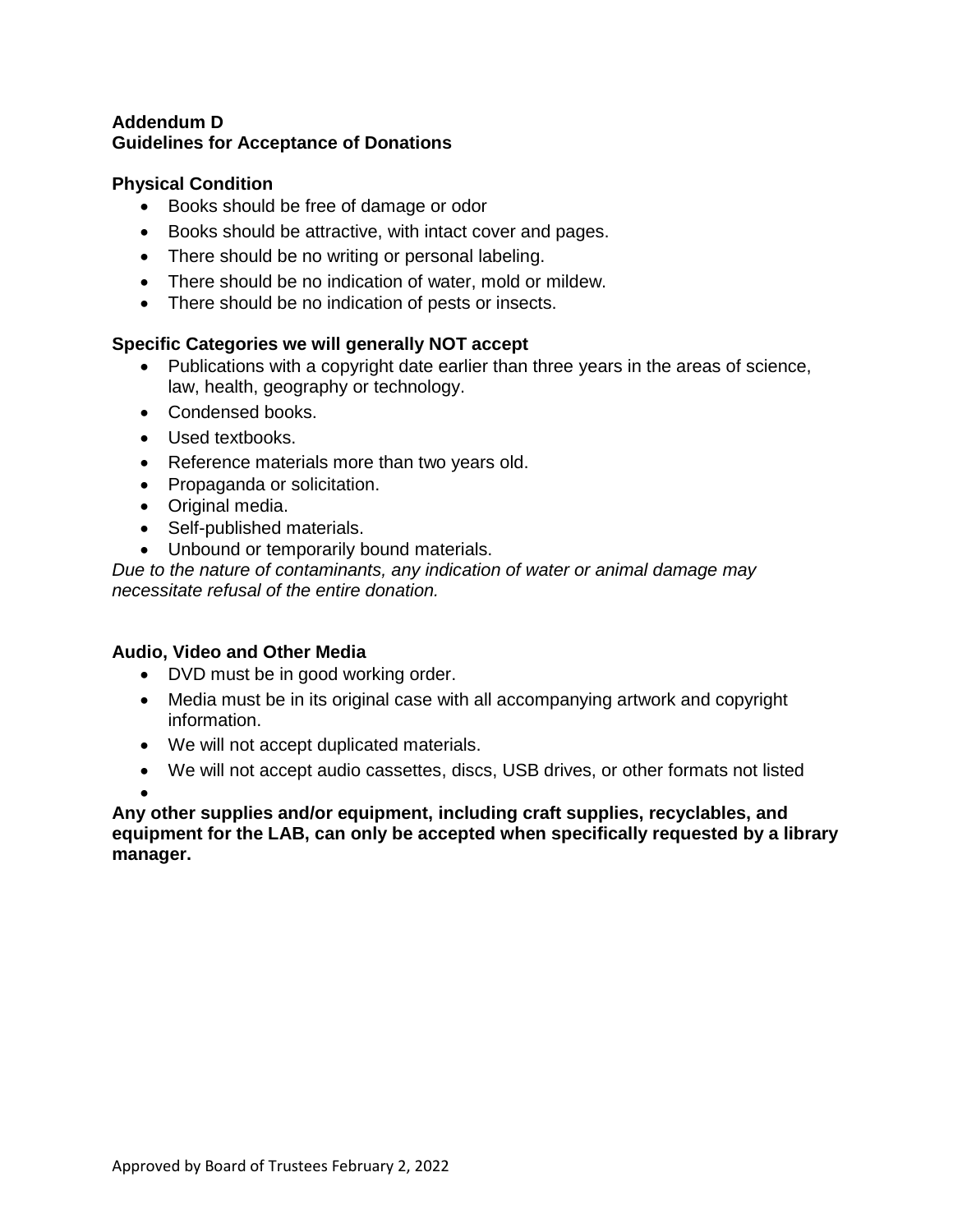**Addendum D**
**Guidelines for Acceptance of Donations**

**Physical Condition**

- Books should be free of damage or odor
- Books should be attractive, with intact cover and pages.
- There should be no writing or personal labeling.
- There should be no indication of water, mold or mildew.
- There should be no indication of pests or insects.

**Specific Categories we will generally NOT accept**

- Publications with a copyright date earlier than three years in the areas of science, law, health, geography or technology.
- Condensed books.
- Used textbooks.
- Reference materials more than two years old.
- Propaganda or solicitation.
- Original media.
- Self-published materials.
- Unbound or temporarily bound materials.

*Due to the nature of contaminants, any indication of water or animal damage may necessitate refusal of the entire donation.*

**Audio, Video and Other Media**

- DVD must be in good working order.
- Media must be in its original case with all accompanying artwork and copyright information.
- We will not accept duplicated materials.
- We will not accept audio cassettes, discs, USB drives, or other formats not listed

**Any other supplies and/or equipment, including craft supplies, recyclables, and equipment for the LAB, can only be accepted when specifically requested by a library manager.**

Approved by Board of Trustees February 2, 2022